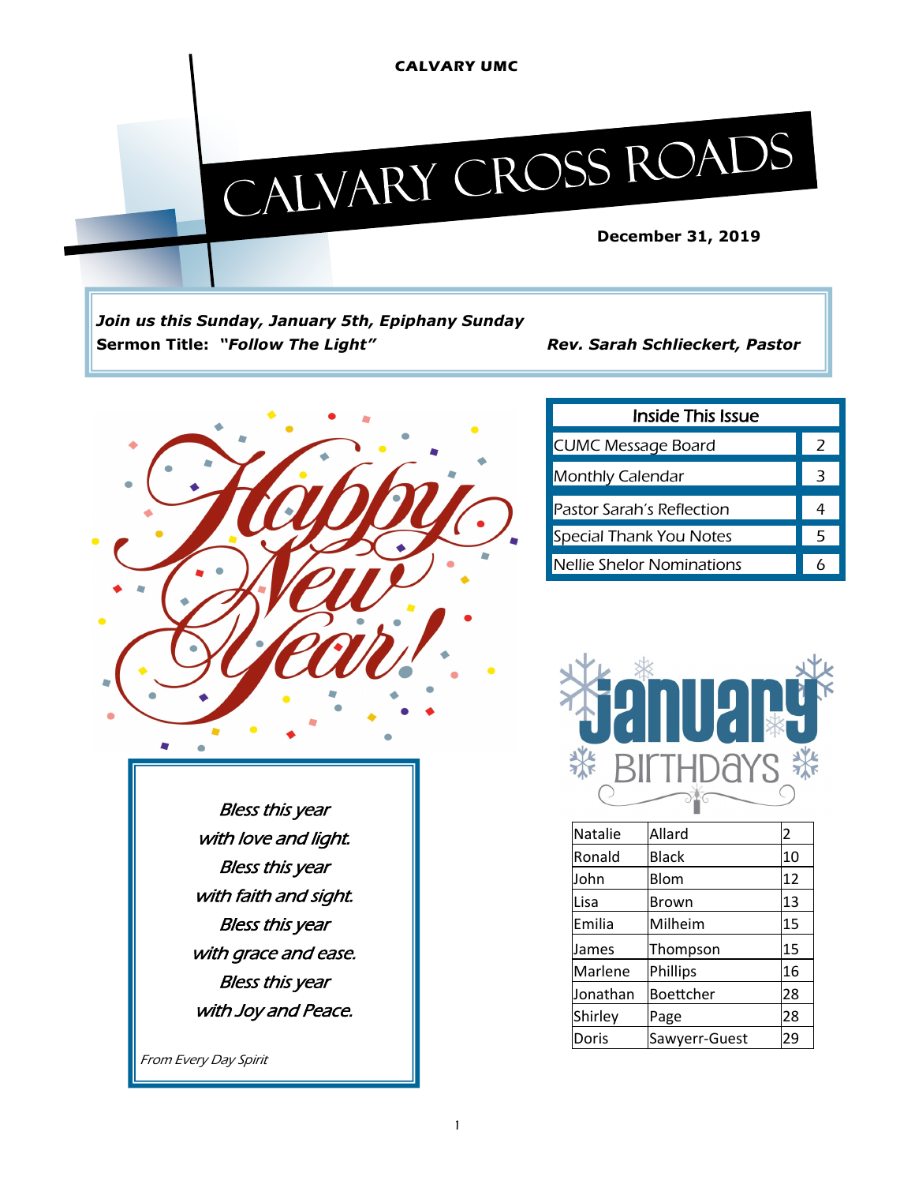CALVARY UMC

# CALVARY CROSS ROADS

**December 31, 2019**

***Join us this Sunday, January 5th, Epiphany Sunday***
**Sermon Title: *"Follow The Light"*** ***Rev. Sarah Schlieckert, Pastor***

Happy New Year!

*Bless this year*
*with love and light.*
*Bless this year*
*with faith and sight.*
*Bless this year*
*with grace and ease.*
*Bless this year*
*with Joy and Peace.*

*From Every Day Spirit*

| Inside This Issue | |
|---|---|
| CUMC Message Board | 2 |
| Monthly Calendar | 3 |
| Pastor Sarah's Reflection | 4 |
| Special Thank You Notes | 5 |
| Nellie Shelor Nominations | 6 |

## January Birthdays

| | | |
|---|---|---|
| Natalie | Allard | 2 |
| Ronald | Black | 10 |
| John | Blom | 12 |
| Lisa | Brown | 13 |
| Emilia | Milheim | 15 |
| James | Thompson | 15 |
| Marlene | Phillips | 16 |
| Jonathan | Boettcher | 28 |
| Shirley | Page | 28 |
| Doris | Sawyerr-Guest | 29 |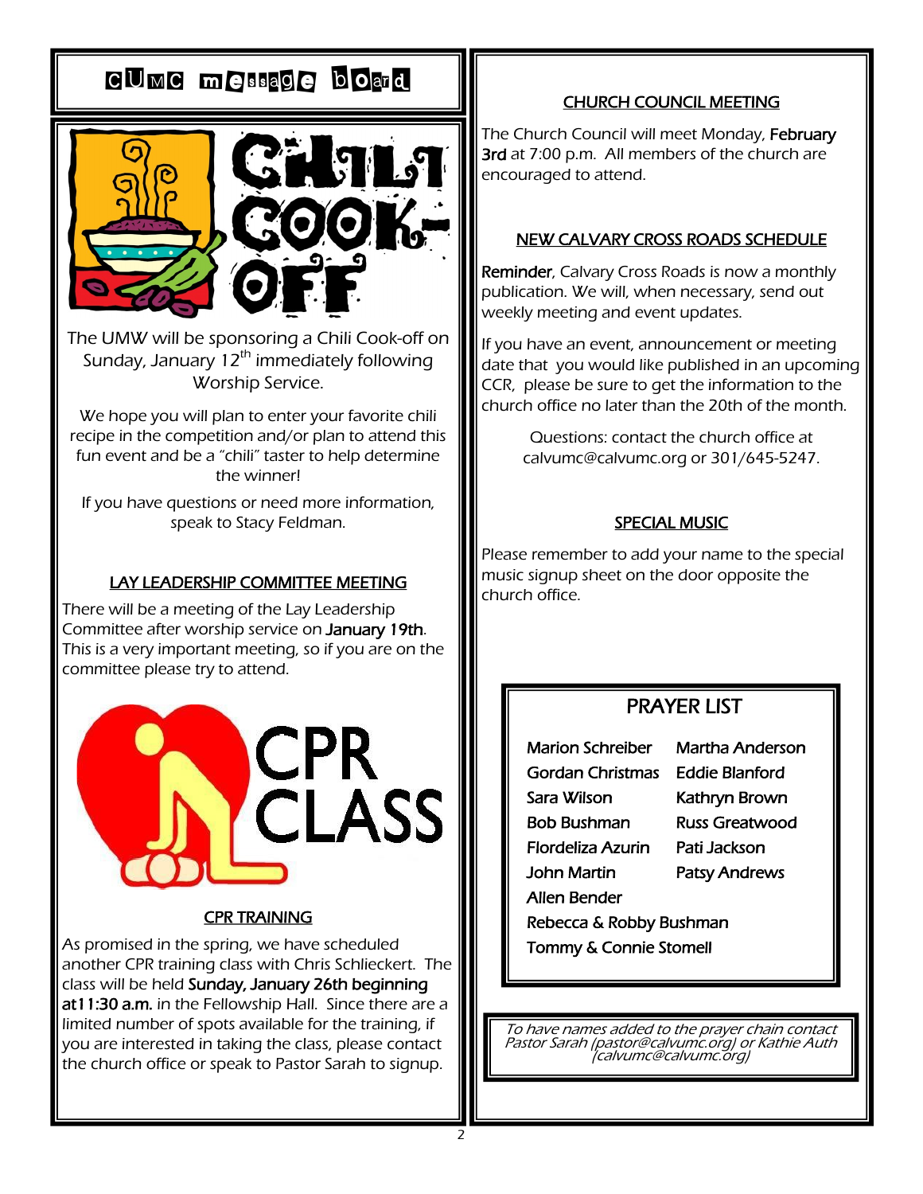# CUMC message board

## CHILI COOK-OFF

The UMW will be sponsoring a Chili Cook-off on Sunday, January 12th immediately following Worship Service.

We hope you will plan to enter your favorite chili recipe in the competition and/or plan to attend this fun event and be a "chili" taster to help determine the winner!

If you have questions or need more information, speak to Stacy Feldman.

### LAY LEADERSHIP COMMITTEE MEETING

There will be a meeting of the Lay Leadership Committee after worship service on **January 19th**. This is a very important meeting, so if you are on the committee please try to attend.

## CPR CLASS

### CPR TRAINING

As promised in the spring, we have scheduled another CPR training class with Chris Schlieckert. The class will be held **Sunday, January 26th beginning at11:30 a.m.** in the Fellowship Hall. Since there are a limited number of spots available for the training, if you are interested in taking the class, please contact the church office or speak to Pastor Sarah to signup.

### CHURCH COUNCIL MEETING

The Church Council will meet Monday, **February 3rd** at 7:00 p.m. All members of the church are encouraged to attend.

### NEW CALVARY CROSS ROADS SCHEDULE

**Reminder**, Calvary Cross Roads is now a monthly publication. We will, when necessary, send out weekly meeting and event updates.

If you have an event, announcement or meeting date that you would like published in an upcoming CCR, please be sure to get the information to the church office no later than the 20th of the month.

Questions: contact the church office at calvumc@calvumc.org or 301/645-5247.

### SPECIAL MUSIC

Please remember to add your name to the special music signup sheet on the door opposite the church office.

## PRAYER LIST

Marion Schreiber
Gordan Christmas
Sara Wilson
Bob Bushman
Flordeliza Azurin
John Martin
Allen Bender
Rebecca & Robby Bushman
Tommy & Connie Stomell
Martha Anderson
Eddie Blanford
Kathryn Brown
Russ Greatwood
Pati Jackson
Patsy Andrews

*To have names added to the prayer chain contact Pastor Sarah (pastor@calvumc.org) or Kathie Auth (calvumc@calvumc.org)*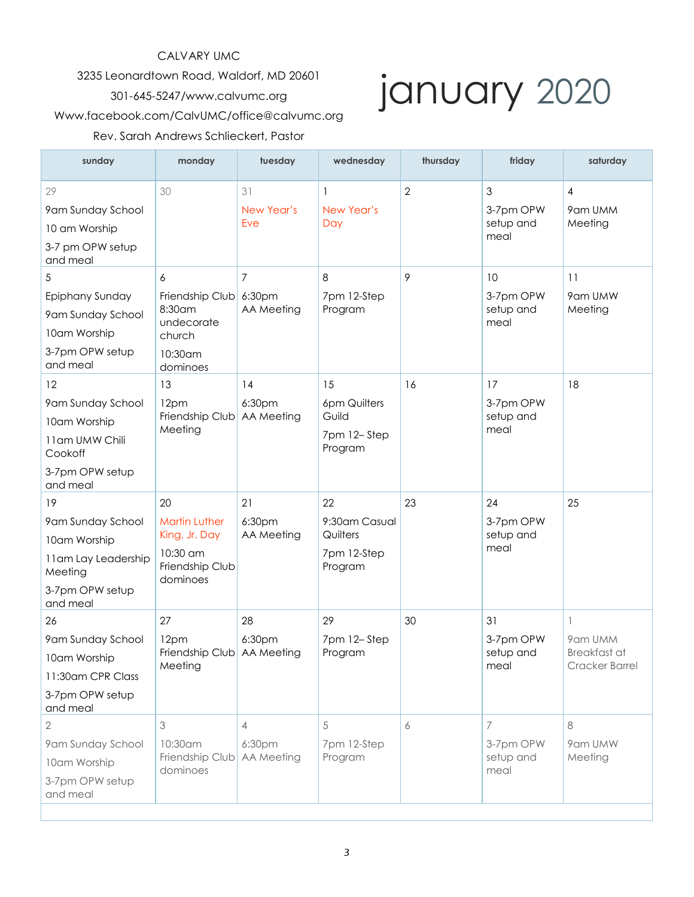CALVARY UMC

3235 Leonardtown Road, Waldorf, MD 20601

301-645-5247/www.calvumc.org

Www.facebook.com/CalvUMC/office@calvumc.org

Rev. Sarah Andrews Schlieckert, Pastor

# january 2020

| sunday | monday | tuesday | wednesday | thursday | friday | saturday |
|---|---|---|---|---|---|---|
| 29<br>9am Sunday School<br>10 am Worship<br>3-7 pm OPW setup and meal | 30 | 31<br>New Year's Eve | 1<br>New Year's Day | 2 | 3<br>3-7pm OPW setup and meal | 4<br>9am UMM Meeting |
| 5<br>Epiphany Sunday<br>9am Sunday School<br>10am Worship<br>3-7pm OPW setup and meal | 6<br>Friendship Club 8:30am undecorate church<br>10:30am dominoes | 7<br>6:30pm AA Meeting | 8<br>7pm 12-Step Program | 9 | 10<br>3-7pm OPW setup and meal | 11<br>9am UMW Meeting |
| 12<br>9am Sunday School<br>10am Worship<br>11am UMW Chili Cookoff<br>3-7pm OPW setup and meal | 13<br>12pm Friendship Club Meeting | 14<br>6:30pm AA Meeting | 15<br>6pm Quilters Guild<br>7pm 12– Step Program | 16 | 17<br>3-7pm OPW setup and meal | 18 |
| 19<br>9am Sunday School<br>10am Worship<br>11am Lay Leadership Meeting<br>3-7pm OPW setup and meal | 20<br>Martin Luther King, Jr. Day<br>10:30 am Friendship Club dominoes | 21<br>6:30pm AA Meeting | 22<br>9:30am Casual Quilters<br>7pm 12-Step Program | 23 | 24<br>3-7pm OPW setup and meal | 25 |
| 26<br>9am Sunday School<br>10am Worship<br>11:30am CPR Class<br>3-7pm OPW setup and meal | 27<br>12pm Friendship Club Meeting | 28<br>6:30pm AA Meeting | 29<br>7pm 12– Step Program | 30 | 31<br>3-7pm OPW setup and meal | 1<br>9am UMM Breakfast at Cracker Barrel |
| 2<br>9am Sunday School<br>10am Worship<br>3-7pm OPW setup and meal | 3<br>10:30am Friendship Club dominoes | 4<br>6:30pm AA Meeting | 5<br>7pm 12-Step Program | 6 | 7<br>3-7pm OPW setup and meal | 8<br>9am UMW Meeting |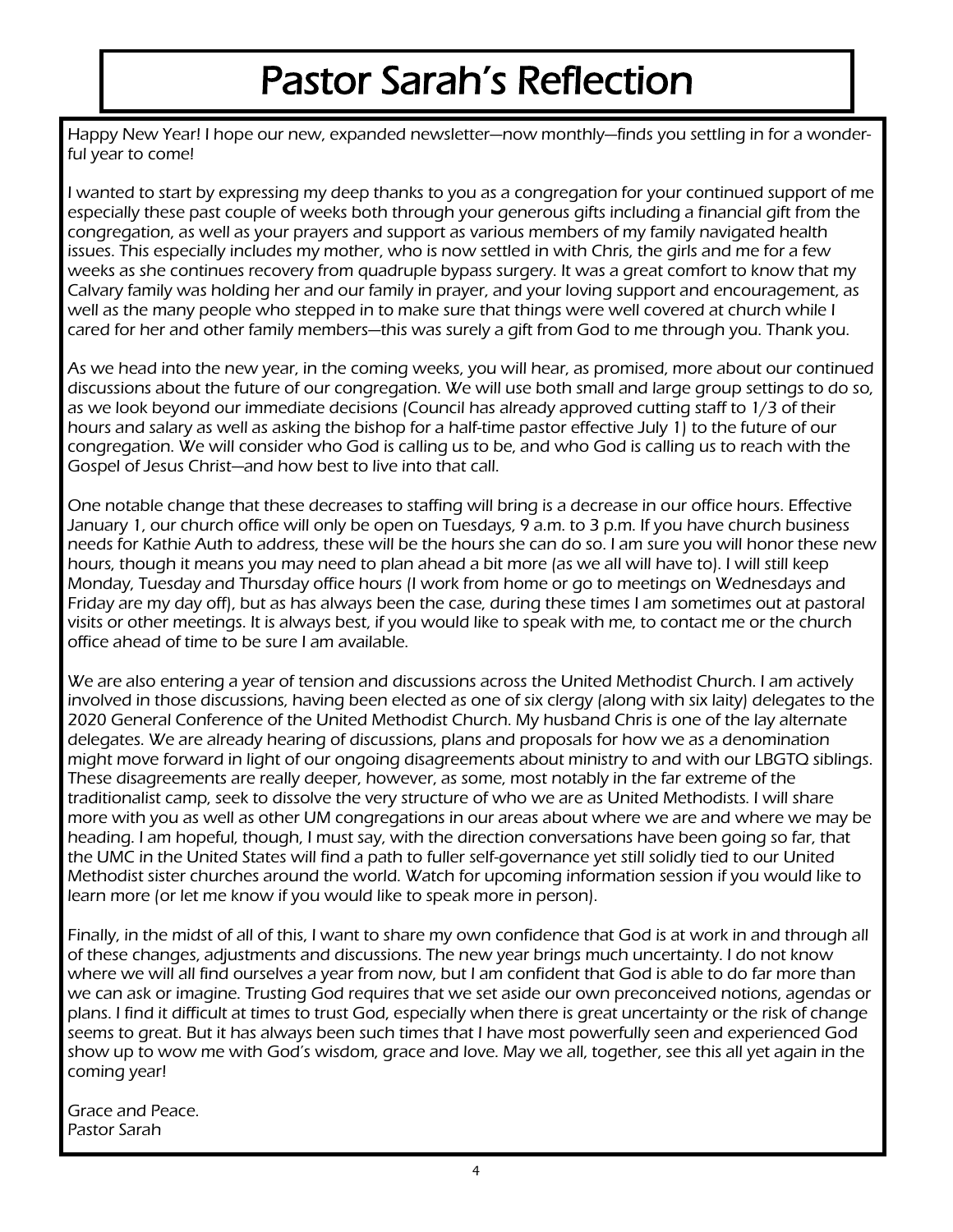# Pastor Sarah's Reflection

Happy New Year! I hope our new, expanded newsletter—now monthly—finds you settling in for a wonderful year to come!

I wanted to start by expressing my deep thanks to you as a congregation for your continued support of me especially these past couple of weeks both through your generous gifts including a financial gift from the congregation, as well as your prayers and support as various members of my family navigated health issues. This especially includes my mother, who is now settled in with Chris, the girls and me for a few weeks as she continues recovery from quadruple bypass surgery. It was a great comfort to know that my Calvary family was holding her and our family in prayer, and your loving support and encouragement, as well as the many people who stepped in to make sure that things were well covered at church while I cared for her and other family members—this was surely a gift from God to me through you. Thank you.

As we head into the new year, in the coming weeks, you will hear, as promised, more about our continued discussions about the future of our congregation. We will use both small and large group settings to do so, as we look beyond our immediate decisions (Council has already approved cutting staff to 1/3 of their hours and salary as well as asking the bishop for a half-time pastor effective July 1) to the future of our congregation. We will consider who God is calling us to be, and who God is calling us to reach with the Gospel of Jesus Christ—and how best to live into that call.

One notable change that these decreases to staffing will bring is a decrease in our office hours. Effective January 1, our church office will only be open on Tuesdays, 9 a.m. to 3 p.m. If you have church business needs for Kathie Auth to address, these will be the hours she can do so. I am sure you will honor these new hours, though it means you may need to plan ahead a bit more (as we all will have to). I will still keep Monday, Tuesday and Thursday office hours (I work from home or go to meetings on Wednesdays and Friday are my day off), but as has always been the case, during these times I am sometimes out at pastoral visits or other meetings. It is always best, if you would like to speak with me, to contact me or the church office ahead of time to be sure I am available.

We are also entering a year of tension and discussions across the United Methodist Church. I am actively involved in those discussions, having been elected as one of six clergy (along with six laity) delegates to the 2020 General Conference of the United Methodist Church. My husband Chris is one of the lay alternate delegates. We are already hearing of discussions, plans and proposals for how we as a denomination might move forward in light of our ongoing disagreements about ministry to and with our LBGTQ siblings. These disagreements are really deeper, however, as some, most notably in the far extreme of the traditionalist camp, seek to dissolve the very structure of who we are as United Methodists. I will share more with you as well as other UM congregations in our areas about where we are and where we may be heading. I am hopeful, though, I must say, with the direction conversations have been going so far, that the UMC in the United States will find a path to fuller self-governance yet still solidly tied to our United Methodist sister churches around the world. Watch for upcoming information session if you would like to learn more (or let me know if you would like to speak more in person).

Finally, in the midst of all of this, I want to share my own confidence that God is at work in and through all of these changes, adjustments and discussions. The new year brings much uncertainty. I do not know where we will all find ourselves a year from now, but I am confident that God is able to do far more than we can ask or imagine. Trusting God requires that we set aside our own preconceived notions, agendas or plans. I find it difficult at times to trust God, especially when there is great uncertainty or the risk of change seems to great. But it has always been such times that I have most powerfully seen and experienced God show up to wow me with God's wisdom, grace and love. May we all, together, see this all yet again in the coming year!

Grace and Peace.
Pastor Sarah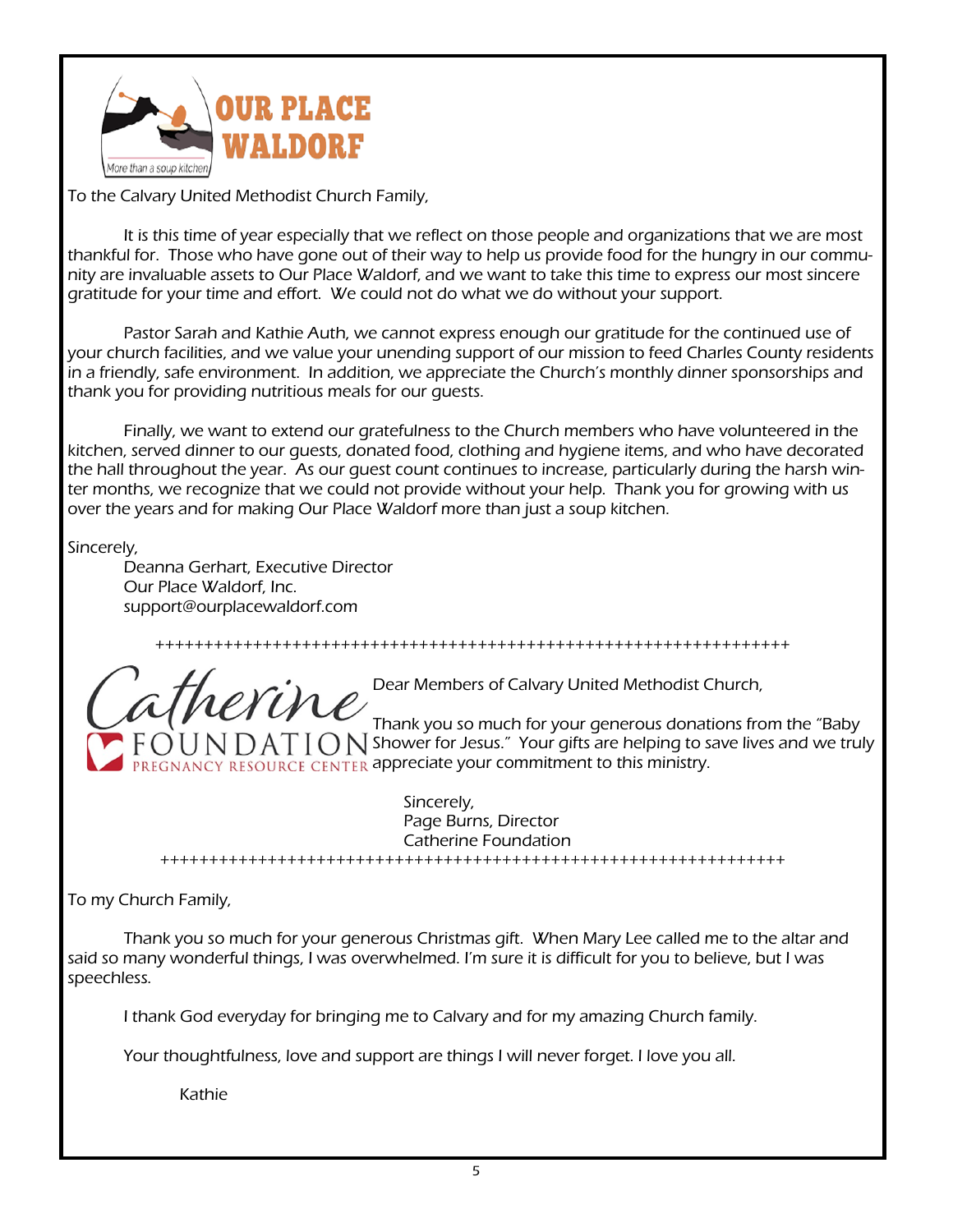**OUR PLACE WALDORF**

*More than a soup kitchen*

To the Calvary United Methodist Church Family,

It is this time of year especially that we reflect on those people and organizations that we are most thankful for. Those who have gone out of their way to help us provide food for the hungry in our community are invaluable assets to Our Place Waldorf, and we want to take this time to express our most sincere gratitude for your time and effort. We could not do what we do without your support.

Pastor Sarah and Kathie Auth, we cannot express enough our gratitude for the continued use of your church facilities, and we value your unending support of our mission to feed Charles County residents in a friendly, safe environment. In addition, we appreciate the Church's monthly dinner sponsorships and thank you for providing nutritious meals for our guests.

Finally, we want to extend our gratefulness to the Church members who have volunteered in the kitchen, served dinner to our guests, donated food, clothing and hygiene items, and who have decorated the hall throughout the year. As our guest count continues to increase, particularly during the harsh winter months, we recognize that we could not provide without your help. Thank you for growing with us over the years and for making Our Place Waldorf more than just a soup kitchen.

Sincerely,
Deanna Gerhart, Executive Director
Our Place Waldorf, Inc.
support@ourplacewaldorf.com

++++++++++++++++++++++++++++++++++++++++++++++++++++++++++++++++++

**Catherine FOUNDATION**
PREGNANCY RESOURCE CENTER

Dear Members of Calvary United Methodist Church,

Thank you so much for your generous donations from the "Baby Shower for Jesus." Your gifts are helping to save lives and we truly appreciate your commitment to this ministry.

Sincerely,
Page Burns, Director
Catherine Foundation

++++++++++++++++++++++++++++++++++++++++++++++++++++++++++++++++++

To my Church Family,

Thank you so much for your generous Christmas gift. When Mary Lee called me to the altar and said so many wonderful things, I was overwhelmed. I'm sure it is difficult for you to believe, but I was speechless.

I thank God everyday for bringing me to Calvary and for my amazing Church family.

Your thoughtfulness, love and support are things I will never forget. I love you all.

Kathie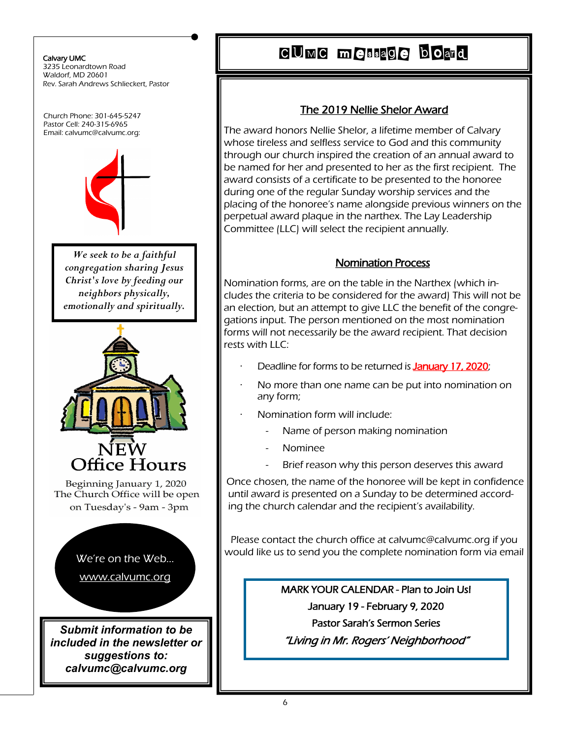Calvary UMC
3235 Leonardtown Road
Waldorf, MD 20601
Rev. Sarah Andrews Schlieckert, Pastor

Church Phone: 301-645-5247
Pastor Cell: 240-315-6965
Email: calvumc@calvumc.org:

*We seek to be a faithful congregation sharing Jesus Christ's love by feeding our neighbors physically, emotionally and spiritually.*

NEW
Office Hours

Beginning January 1, 2020
The Church Office will be open on Tuesday's - 9am - 3pm

We're on the Web...
www.calvumc.org

***Submit information to be included in the newsletter or suggestions to: calvumc@calvumc.org***

# CUMC message board

## The 2019 Nellie Shelor Award

The award honors Nellie Shelor, a lifetime member of Calvary whose tireless and selfless service to God and this community through our church inspired the creation of an annual award to be named for her and presented to her as the first recipient. The award consists of a certificate to be presented to the honoree during one of the regular Sunday worship services and the placing of the honoree's name alongside previous winners on the perpetual award plaque in the narthex. The Lay Leadership Committee (LLC) will select the recipient annually.

## Nomination Process

Nomination forms, are on the table in the Narthex (which includes the criteria to be considered for the award) This will not be an election, but an attempt to give LLC the benefit of the congregations input. The person mentioned on the most nomination forms will not necessarily be the award recipient. That decision rests with LLC:

- Deadline for forms to be returned is January 17, 2020;
- No more than one name can be put into nomination on any form;
- Nomination form will include:
  - Name of person making nomination
  - Nominee
  - Brief reason why this person deserves this award

Once chosen, the name of the honoree will be kept in confidence until award is presented on a Sunday to be determined according the church calendar and the recipient's availability.

Please contact the church office at calvumc@calvumc.org if you would like us to send you the complete nomination form via email

MARK YOUR CALENDAR - Plan to Join Us!
January 19 - February 9, 2020
Pastor Sarah's Sermon Series
*"Living in Mr. Rogers' Neighborhood"*